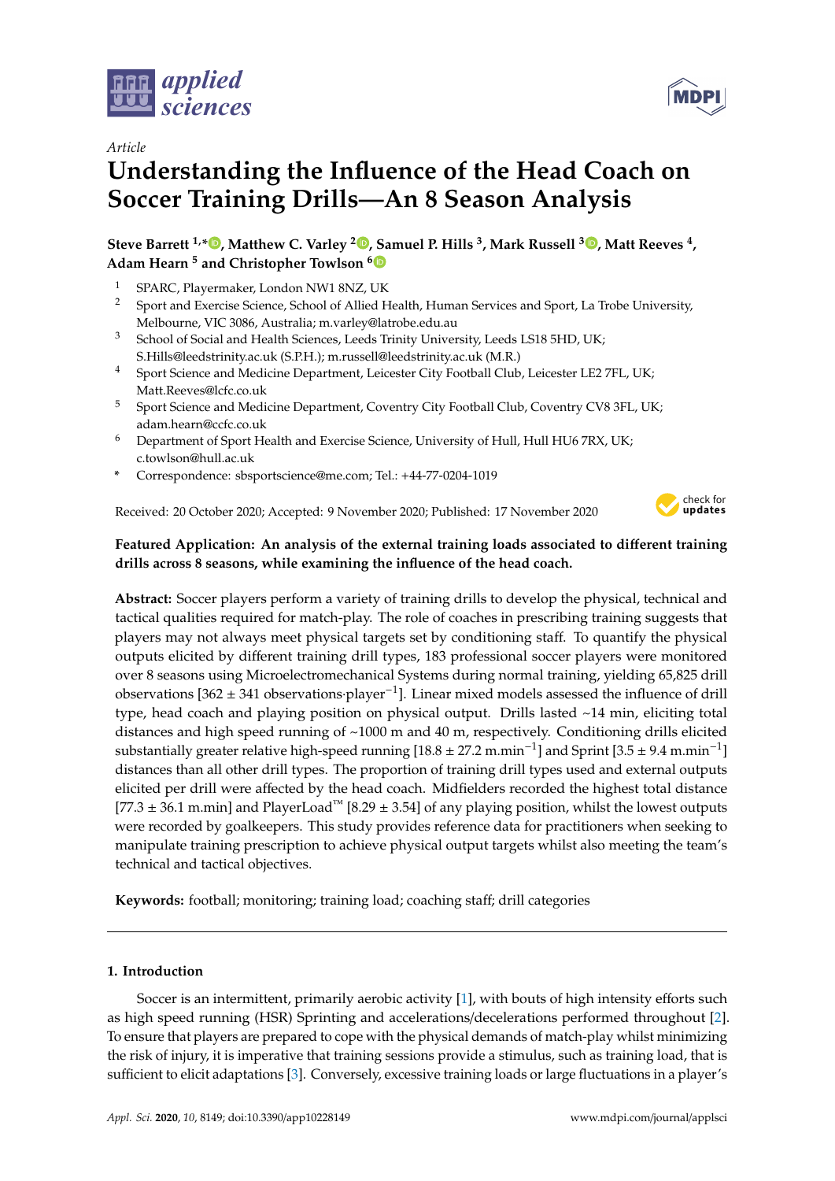*Article*

# Understanding the Influence of the Head Coach on Soccer Training Drills—An 8 Season Analysis

**Steve Barrett [1,*], Matthew C. Varley [2], Samuel P. Hills [3], Mark Russell [3], Matt Reeves [4], Adam Hearn [5] and Christopher Towlson [6]**

1. SPARC, Playermaker, London NW1 8NZ, UK
2. Sport and Exercise Science, School of Allied Health, Human Services and Sport, La Trobe University, Melbourne, VIC 3086, Australia; m.varley@latrobe.edu.au
3. School of Social and Health Sciences, Leeds Trinity University, Leeds LS18 5HD, UK; S.Hills@leedstrinity.ac.uk (S.P.H.); m.russell@leedstrinity.ac.uk (M.R.)
4. Sport Science and Medicine Department, Leicester City Football Club, Leicester LE2 7FL, UK; Matt.Reeves@lcfc.co.uk
5. Sport Science and Medicine Department, Coventry City Football Club, Coventry CV8 3FL, UK; adam.hearn@ccfc.co.uk
6. Department of Sport Health and Exercise Science, University of Hull, Hull HU6 7RX, UK; c.towlson@hull.ac.uk

\* Correspondence: sbsportscience@me.com; Tel.: +44-77-0204-1019

Received: 20 October 2020; Accepted: 9 November 2020; Published: 17 November 2020

**Featured Application: An analysis of the external training loads associated to different training drills across 8 seasons, while examining the influence of the head coach.**

**Abstract:** Soccer players perform a variety of training drills to develop the physical, technical and tactical qualities required for match-play. The role of coaches in prescribing training suggests that players may not always meet physical targets set by conditioning staff. To quantify the physical outputs elicited by different training drill types, 183 professional soccer players were monitored over 8 seasons using Microelectromechanical Systems during normal training, yielding 65,825 drill observations [362 ± 341 observations·player$^{-1}$]. Linear mixed models assessed the influence of drill type, head coach and playing position on physical output. Drills lasted ~14 min, eliciting total distances and high speed running of ~1000 m and 40 m, respectively. Conditioning drills elicited substantially greater relative high-speed running [18.8 ± 27.2 m.min$^{-1}$] and Sprint [3.5 ± 9.4 m.min$^{-1}$] distances than all other drill types. The proportion of training drill types used and external outputs elicited per drill were affected by the head coach. Midfielders recorded the highest total distance [77.3 ± 36.1 m.min] and PlayerLoad™ [8.29 ± 3.54] of any playing position, whilst the lowest outputs were recorded by goalkeepers. This study provides reference data for practitioners when seeking to manipulate training prescription to achieve physical output targets whilst also meeting the team's technical and tactical objectives.

**Keywords:** football; monitoring; training load; coaching staff; drill categories

## 1. Introduction

Soccer is an intermittent, primarily aerobic activity [1], with bouts of high intensity efforts such as high speed running (HSR) Sprinting and accelerations/decelerations performed throughout [2]. To ensure that players are prepared to cope with the physical demands of match-play whilst minimizing the risk of injury, it is imperative that training sessions provide a stimulus, such as training load, that is sufficient to elicit adaptations [3]. Conversely, excessive training loads or large fluctuations in a player's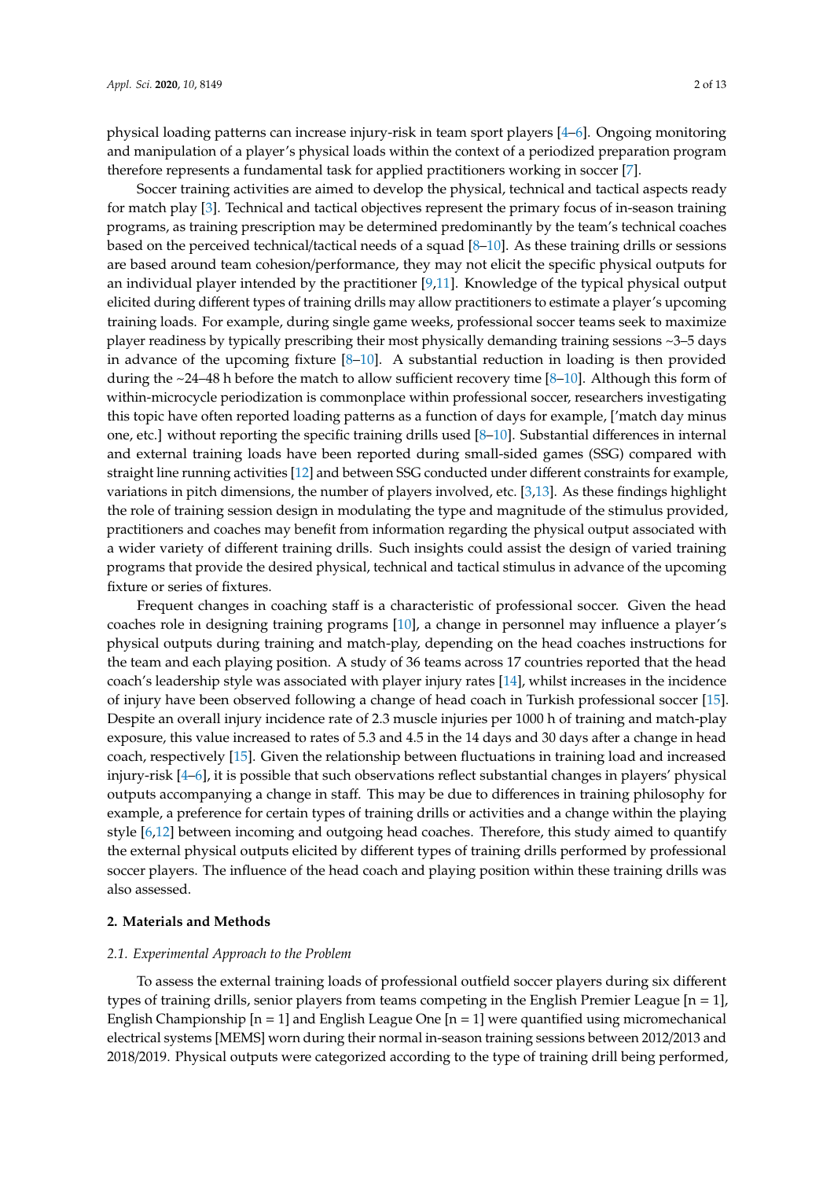physical loading patterns can increase injury-risk in team sport players [4–6]. Ongoing monitoring and manipulation of a player's physical loads within the context of a periodized preparation program therefore represents a fundamental task for applied practitioners working in soccer [7].

Soccer training activities are aimed to develop the physical, technical and tactical aspects ready for match play [3]. Technical and tactical objectives represent the primary focus of in-season training programs, as training prescription may be determined predominantly by the team's technical coaches based on the perceived technical/tactical needs of a squad [8–10]. As these training drills or sessions are based around team cohesion/performance, they may not elicit the specific physical outputs for an individual player intended by the practitioner [9,11]. Knowledge of the typical physical output elicited during different types of training drills may allow practitioners to estimate a player's upcoming training loads. For example, during single game weeks, professional soccer teams seek to maximize player readiness by typically prescribing their most physically demanding training sessions ~3–5 days in advance of the upcoming fixture [8–10]. A substantial reduction in loading is then provided during the ~24–48 h before the match to allow sufficient recovery time [8–10]. Although this form of within-microcycle periodization is commonplace within professional soccer, researchers investigating this topic have often reported loading patterns as a function of days for example, ['match day minus one, etc.] without reporting the specific training drills used [8–10]. Substantial differences in internal and external training loads have been reported during small-sided games (SSG) compared with straight line running activities [12] and between SSG conducted under different constraints for example, variations in pitch dimensions, the number of players involved, etc. [3,13]. As these findings highlight the role of training session design in modulating the type and magnitude of the stimulus provided, practitioners and coaches may benefit from information regarding the physical output associated with a wider variety of different training drills. Such insights could assist the design of varied training programs that provide the desired physical, technical and tactical stimulus in advance of the upcoming fixture or series of fixtures.

Frequent changes in coaching staff is a characteristic of professional soccer. Given the head coaches role in designing training programs [10], a change in personnel may influence a player's physical outputs during training and match-play, depending on the head coaches instructions for the team and each playing position. A study of 36 teams across 17 countries reported that the head coach's leadership style was associated with player injury rates [14], whilst increases in the incidence of injury have been observed following a change of head coach in Turkish professional soccer [15]. Despite an overall injury incidence rate of 2.3 muscle injuries per 1000 h of training and match-play exposure, this value increased to rates of 5.3 and 4.5 in the 14 days and 30 days after a change in head coach, respectively [15]. Given the relationship between fluctuations in training load and increased injury-risk [4–6], it is possible that such observations reflect substantial changes in players' physical outputs accompanying a change in staff. This may be due to differences in training philosophy for example, a preference for certain types of training drills or activities and a change within the playing style [6,12] between incoming and outgoing head coaches. Therefore, this study aimed to quantify the external physical outputs elicited by different types of training drills performed by professional soccer players. The influence of the head coach and playing position within these training drills was also assessed.

## 2. Materials and Methods

### 2.1. Experimental Approach to the Problem

To assess the external training loads of professional outfield soccer players during six different types of training drills, senior players from teams competing in the English Premier League [n = 1], English Championship [n = 1] and English League One [n = 1] were quantified using micromechanical electrical systems [MEMS] worn during their normal in-season training sessions between 2012/2013 and 2018/2019. Physical outputs were categorized according to the type of training drill being performed,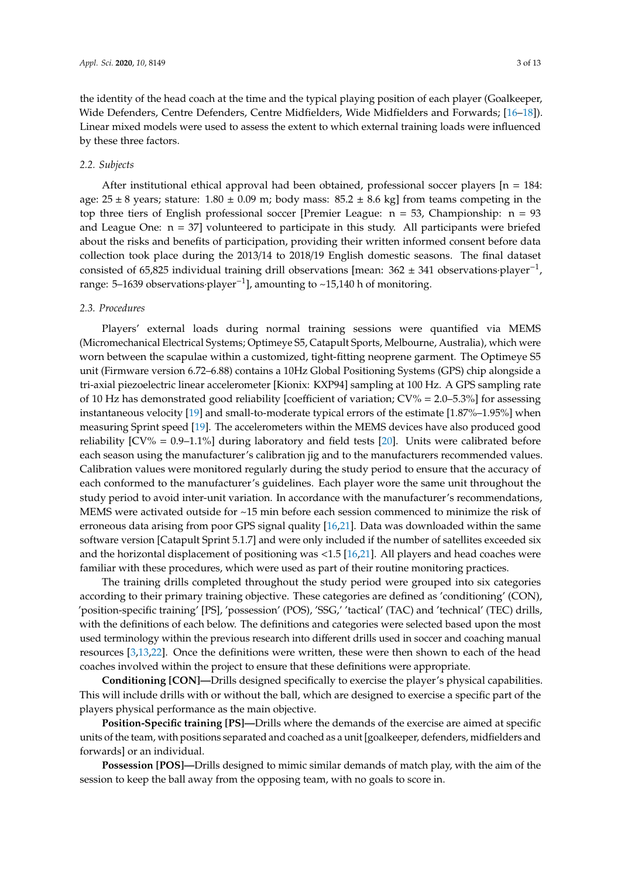the identity of the head coach at the time and the typical playing position of each player (Goalkeeper, Wide Defenders, Centre Defenders, Centre Midfielders, Wide Midfielders and Forwards; [16–18]). Linear mixed models were used to assess the extent to which external training loads were influenced by these three factors.

### 2.2. Subjects

After institutional ethical approval had been obtained, professional soccer players [n = 184: age: 25 ± 8 years; stature: 1.80 ± 0.09 m; body mass: 85.2 ± 8.6 kg] from teams competing in the top three tiers of English professional soccer [Premier League: n = 53, Championship: n = 93 and League One: n = 37] volunteered to participate in this study. All participants were briefed about the risks and benefits of participation, providing their written informed consent before data collection took place during the 2013/14 to 2018/19 English domestic seasons. The final dataset consisted of 65,825 individual training drill observations [mean: 362 ± 341 observations·player$^{-1}$, range: 5–1639 observations·player$^{-1}$], amounting to ~15,140 h of monitoring.

### 2.3. Procedures

Players' external loads during normal training sessions were quantified via MEMS (Micromechanical Electrical Systems; Optimeye S5, Catapult Sports, Melbourne, Australia), which were worn between the scapulae within a customized, tight-fitting neoprene garment. The Optimeye S5 unit (Firmware version 6.72–6.88) contains a 10Hz Global Positioning Systems (GPS) chip alongside a tri-axial piezoelectric linear accelerometer [Kionix: KXP94] sampling at 100 Hz. A GPS sampling rate of 10 Hz has demonstrated good reliability [coefficient of variation; CV% = 2.0–5.3%] for assessing instantaneous velocity [19] and small-to-moderate typical errors of the estimate [1.87%–1.95%] when measuring Sprint speed [19]. The accelerometers within the MEMS devices have also produced good reliability [CV% = 0.9–1.1%] during laboratory and field tests [20]. Units were calibrated before each season using the manufacturer's calibration jig and to the manufacturers recommended values. Calibration values were monitored regularly during the study period to ensure that the accuracy of each conformed to the manufacturer's guidelines. Each player wore the same unit throughout the study period to avoid inter-unit variation. In accordance with the manufacturer's recommendations, MEMS were activated outside for ~15 min before each session commenced to minimize the risk of erroneous data arising from poor GPS signal quality [16,21]. Data was downloaded within the same software version [Catapult Sprint 5.1.7] and were only included if the number of satellites exceeded six and the horizontal displacement of positioning was <1.5 [16,21]. All players and head coaches were familiar with these procedures, which were used as part of their routine monitoring practices.

The training drills completed throughout the study period were grouped into six categories according to their primary training objective. These categories are defined as 'conditioning' (CON), 'position-specific training' [PS], 'possession' (POS), 'SSG,' 'tactical' (TAC) and 'technical' (TEC) drills, with the definitions of each below. The definitions and categories were selected based upon the most used terminology within the previous research into different drills used in soccer and coaching manual resources [3,13,22]. Once the definitions were written, these were then shown to each of the head coaches involved within the project to ensure that these definitions were appropriate.

**Conditioning [CON]—**Drills designed specifically to exercise the player's physical capabilities. This will include drills with or without the ball, which are designed to exercise a specific part of the players physical performance as the main objective.

**Position-Specific training [PS]—**Drills where the demands of the exercise are aimed at specific units of the team, with positions separated and coached as a unit [goalkeeper, defenders, midfielders and forwards] or an individual.

**Possession [POS]—**Drills designed to mimic similar demands of match play, with the aim of the session to keep the ball away from the opposing team, with no goals to score in.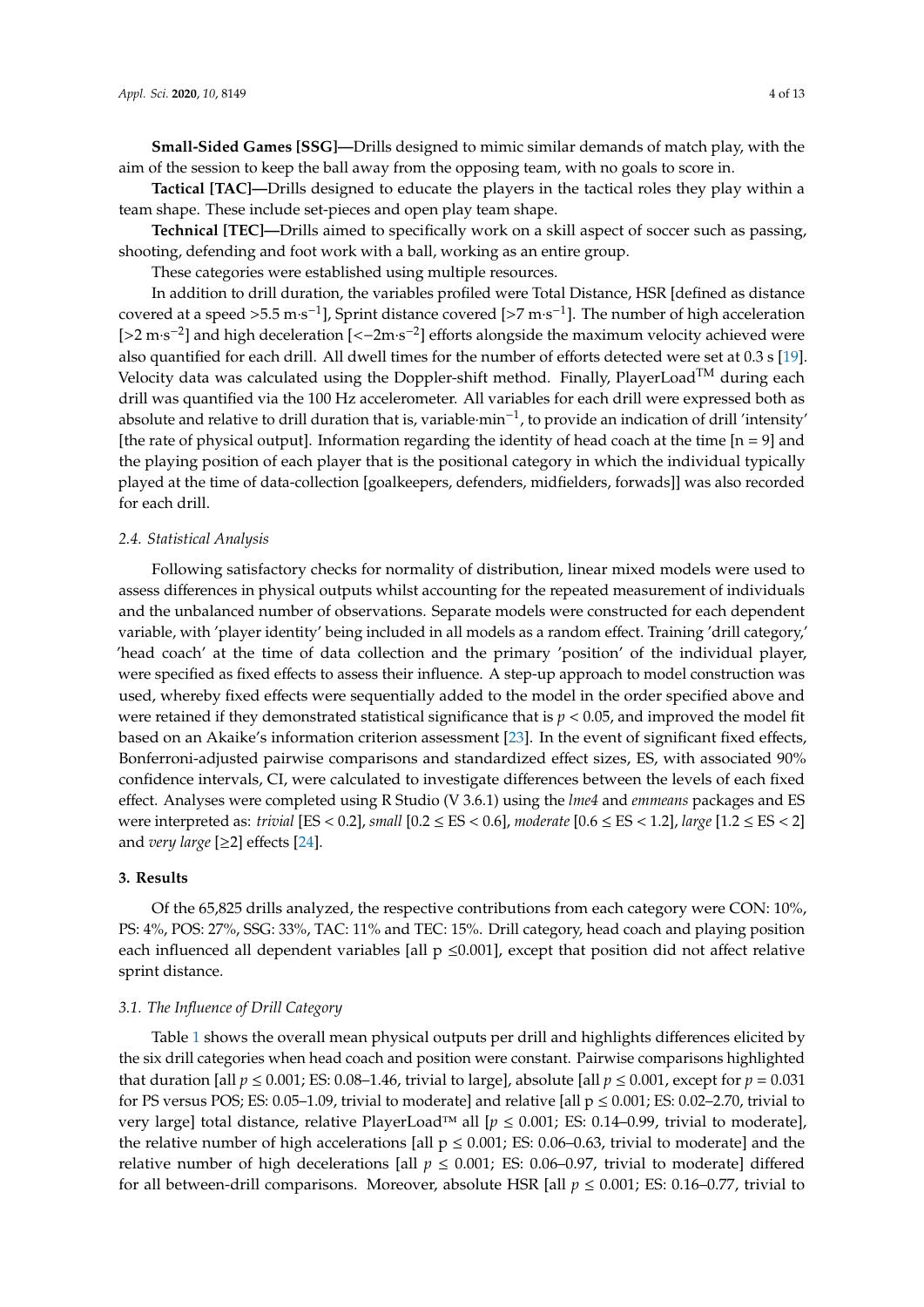**Small-Sided Games [SSG]—**Drills designed to mimic similar demands of match play, with the aim of the session to keep the ball away from the opposing team, with no goals to score in.

**Tactical [TAC]—**Drills designed to educate the players in the tactical roles they play within a team shape. These include set-pieces and open play team shape.

**Technical [TEC]—**Drills aimed to specifically work on a skill aspect of soccer such as passing, shooting, defending and foot work with a ball, working as an entire group.

These categories were established using multiple resources.

In addition to drill duration, the variables profiled were Total Distance, HSR [defined as distance covered at a speed >5.5 $m{\cdot}s^{-1}$], Sprint distance covered [>7 $m{\cdot}s^{-1}$]. The number of high acceleration [>2 $m{\cdot}s^{-2}$] and high deceleration [<−2$m{\cdot}s^{-2}$] efforts alongside the maximum velocity achieved were also quantified for each drill. All dwell times for the number of efforts detected were set at 0.3 s [19]. Velocity data was calculated using the Doppler-shift method. Finally, PlayerLoad™ during each drill was quantified via the 100 Hz accelerometer. All variables for each drill were expressed both as absolute and relative to drill duration that is, variable$\cdot min^{-1}$, to provide an indication of drill 'intensity' [the rate of physical output]. Information regarding the identity of head coach at the time [n = 9] and the playing position of each player that is the positional category in which the individual typically played at the time of data-collection [goalkeepers, defenders, midfielders, forwads]] was also recorded for each drill.

### *2.4. Statistical Analysis*

Following satisfactory checks for normality of distribution, linear mixed models were used to assess differences in physical outputs whilst accounting for the repeated measurement of individuals and the unbalanced number of observations. Separate models were constructed for each dependent variable, with 'player identity' being included in all models as a random effect. Training 'drill category,' 'head coach' at the time of data collection and the primary 'position' of the individual player, were specified as fixed effects to assess their influence. A step-up approach to model construction was used, whereby fixed effects were sequentially added to the model in the order specified above and were retained if they demonstrated statistical significance that is $p < 0.05$, and improved the model fit based on an Akaike's information criterion assessment [23]. In the event of significant fixed effects, Bonferroni-adjusted pairwise comparisons and standardized effect sizes, ES, with associated 90% confidence intervals, CI, were calculated to investigate differences between the levels of each fixed effect. Analyses were completed using R Studio (V 3.6.1) using the *lme4* and *emmeans* packages and ES were interpreted as: *trivial* [ES < 0.2], *small* [0.2 ≤ ES < 0.6], *moderate* [0.6 ≤ ES < 1.2], *large* [1.2 ≤ ES < 2] and *very large* [≥2] effects [24].

## 3. Results

Of the 65,825 drills analyzed, the respective contributions from each category were CON: 10%, PS: 4%, POS: 27%, SSG: 33%, TAC: 11% and TEC: 15%. Drill category, head coach and playing position each influenced all dependent variables [all $p \leq 0.001$], except that position did not affect relative sprint distance.

### *3.1. The Influence of Drill Category*

Table 1 shows the overall mean physical outputs per drill and highlights differences elicited by the six drill categories when head coach and position were constant. Pairwise comparisons highlighted that duration [all $p \leq 0.001$; ES: 0.08–1.46, trivial to large], absolute [all $p \leq 0.001$, except for $p = 0.031$ for PS versus POS; ES: 0.05–1.09, trivial to moderate] and relative [all $p \leq 0.001$; ES: 0.02–2.70, trivial to very large] total distance, relative PlayerLoad™ all [$p \leq 0.001$; ES: 0.14–0.99, trivial to moderate], the relative number of high accelerations [all $p \leq 0.001$; ES: 0.06–0.63, trivial to moderate] and the relative number of high decelerations [all $p \leq 0.001$; ES: 0.06–0.97, trivial to moderate] differed for all between-drill comparisons. Moreover, absolute HSR [all $p \leq 0.001$; ES: 0.16–0.77, trivial to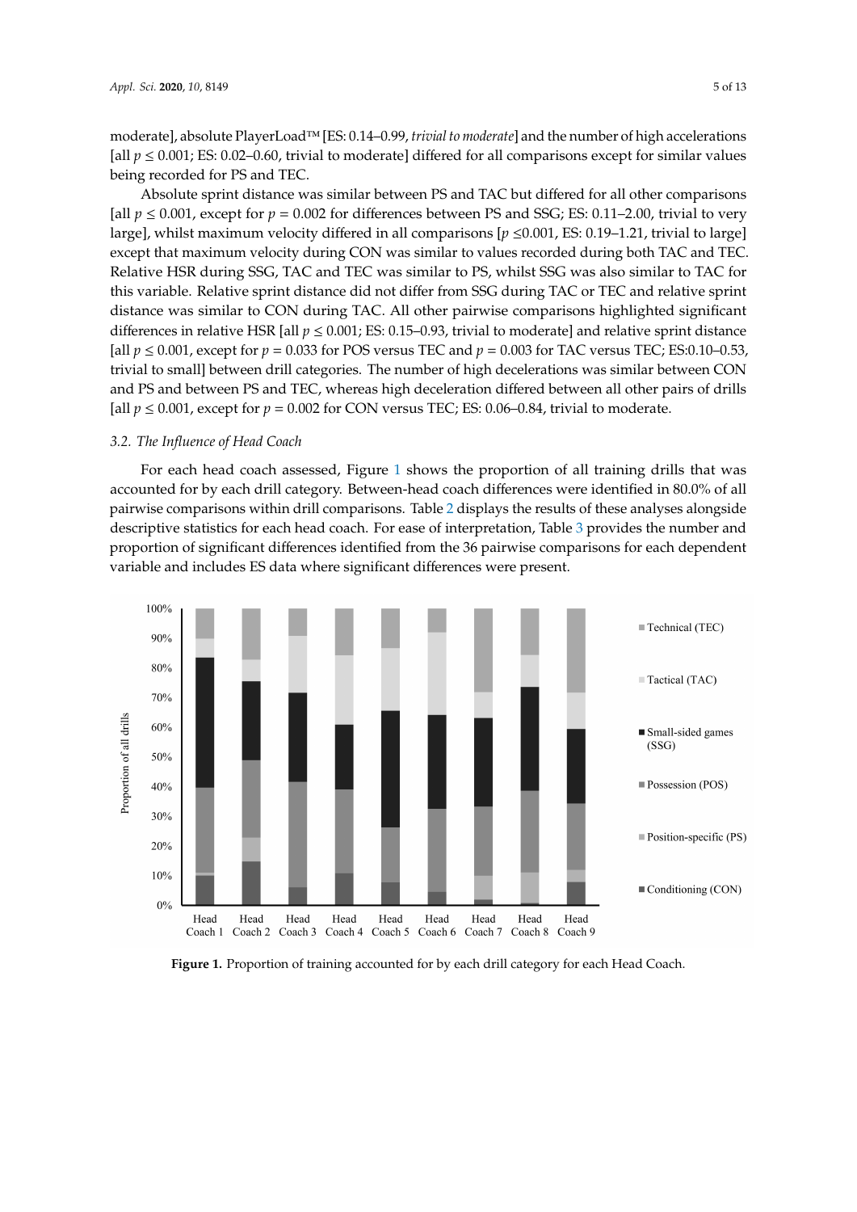moderate], absolute PlayerLoad™ [ES: 0.14–0.99, *trivial to moderate*] and the number of high accelerations [all $p \leq 0.001$; ES: 0.02–0.60, trivial to moderate] differed for all comparisons except for similar values being recorded for PS and TEC.

Absolute sprint distance was similar between PS and TAC but differed for all other comparisons [all $p \leq 0.001$, except for $p = 0.002$ for differences between PS and SSG; ES: 0.11–2.00, trivial to very large], whilst maximum velocity differed in all comparisons [$p \leq 0.001$, ES: 0.19–1.21, trivial to large] except that maximum velocity during CON was similar to values recorded during both TAC and TEC. Relative HSR during SSG, TAC and TEC was similar to PS, whilst SSG was also similar to TAC for this variable. Relative sprint distance did not differ from SSG during TAC or TEC and relative sprint distance was similar to CON during TAC. All other pairwise comparisons highlighted significant differences in relative HSR [all $p \leq 0.001$; ES: 0.15–0.93, trivial to moderate] and relative sprint distance [all $p \leq 0.001$, except for $p = 0.033$ for POS versus TEC and $p = 0.003$ for TAC versus TEC; ES:0.10–0.53, trivial to small] between drill categories. The number of high decelerations was similar between CON and PS and between PS and TEC, whereas high deceleration differed between all other pairs of drills [all $p \leq 0.001$, except for $p = 0.002$ for CON versus TEC; ES: 0.06–0.84, trivial to moderate.

### 3.2. The Influence of Head Coach

For each head coach assessed, Figure 1 shows the proportion of all training drills that was accounted for by each drill category. Between-head coach differences were identified in 80.0% of all pairwise comparisons within drill comparisons. Table 2 displays the results of these analyses alongside descriptive statistics for each head coach. For ease of interpretation, Table 3 provides the number and proportion of significant differences identified from the 36 pairwise comparisons for each dependent variable and includes ES data where significant differences were present.

**Figure 1.** Proportion of training accounted for by each drill category for each Head Coach.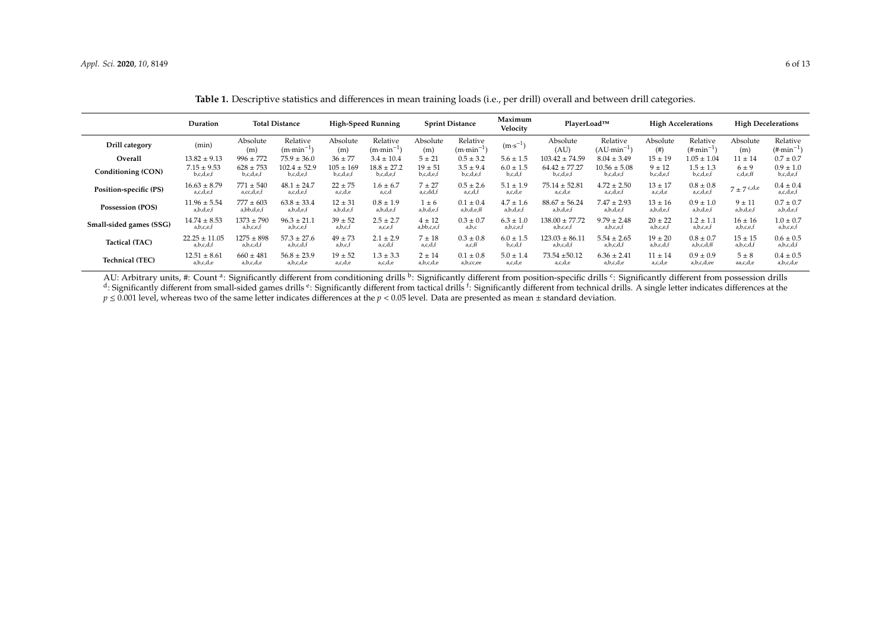**Table 1.** Descriptive statistics and differences in mean training loads (i.e., per drill) overall and between drill categories.

| | Duration | Total Distance | | High-Speed Running | | Sprint Distance | | Maximum Velocity | PlayerLoad™ | | High Accelerations | | High Decelerations | |
|---|---|---|---|---|---|---|---|---|---|---|---|---|---|---|
| **Drill category** | (min) | Absolute (m) | Relative ($m \cdot min^{-1}$) | Absolute (m) | Relative ($m \cdot min^{-1}$) | Absolute (m) | Relative ($m \cdot min^{-1}$) | ($m \cdot s^{-1}$) | Absolute (AU) | Relative ($AU \cdot min^{-1}$) | Absolute (#) | Relative ($\# \cdot min^{-1}$) | Absolute (m) | Relative ($\# \cdot min^{-1}$) |
| **Overall** | 13.82 ± 9.13 | 996 ± 772 | 75.9 ± 36.0 | 36 ± 77 | 3.4 ± 10.4 | 5 ± 21 | 0.5 ± 3.2 | 5.6 ± 1.5 | 103.42 ± 74.59 | 8.04 ± 3.49 | 15 ± 19 | 1.05 ± 1.04 | 11 ± 14 | 0.7 ± 0.7 |
| **Conditioning (CON)** | 7.15 ± 9.53 [b,c,d,e,f] | 628 ± 753 [b,c,d,e,f] | 102.4 ± 52.9 [b,c,d,e,f] | 105 ± 169 [b,c,d,e,f] | 18.8 ± 27.2 [b,c,d,e,f] | 19 ± 51 [b,c,d,e,f] | 3.5 ± 9.4 [b,c,d,e,f] | 6.0 ± 1.5 [b,c,d,f] | 64.42 ± 77.27 [b,c,d,e,f] | 10.56 ± 5.08 [b,c,d,e,f] | 9 ± 12 [b,c,d,e,f] | 1.5 ± 1.3 [b,c,d,e,f] | 6 ± 9 [c,d,e,ff] | 0.9 ± 1.0 [b,c,d,e,f] |
| **Position-specific (PS)** | 16.63 ± 8.79 [a,c,d,e,f] | 771 ± 540 [a,cc,d,e,f] | 48.1 ± 24.7 [a,c,d,e,f] | 22 ± 75 [a,c,d,e] | 1.6 ± 6.7 [a,c,d] | 7 ± 27 [a,c,dd,f] | 0.5 ± 2.6 [a,c,d,f] | 5.1 ± 1.9 [a,c,d,e] | 75.14 ± 52.81 [a,c,d,e] | 4.72 ± 2.50 [a,c,d,e,f] | 13 ± 17 [a,c,d,e] | 0.8 ± 0.8 [a,c,d,e,f] | 7 ± 7 [c,d,e] | 0.4 ± 0.4 [a,c,d,e,f] |
| **Possession (POS)** | 11.96 ± 5.54 [a,b,d,e,f] | 777 ± 603 [a,bb,d,e,f] | 63.8 ± 33.4 [a,b,d,e,f] | 12 ± 31 [a,b,d,e,f] | 0.8 ± 1.9 [a,b,d,e,f] | 1 ± 6 [a,b,d,e,f] | 0.1 ± 0.4 [a,b,d,e,ff] | 4.7 ± 1.6 [a,b,d,e,f] | 88.67 ± 56.24 [a,b,d,e,f] | 7.47 ± 2.93 [a,b,d,e,f] | 13 ± 16 [a,b,d,e,f] | 0.9 ± 1.0 [a,b,d,e,f] | 9 ± 11 [a,b,d,e,f] | 0.7 ± 0.7 [a,b,d,e,f] |
| **Small-sided games (SSG)** | 14.74 ± 8.53 [a,b,c,e,f] | 1373 ± 790 [a,b,c,e,f] | 96.3 ± 21.1 [a,b,c,e,f] | 39 ± 52 [a,b,c,f] | 2.5 ± 2.7 [a,c,e,f] | 4 ± 12 [a,bb,c,e,f] | 0.3 ± 0.7 [a,b,c] | 6.3 ± 1.0 [a,b,c,e,f] | 138.00 ± 77.72 [a,b,c,e,f] | 9.79 ± 2.48 [a,b,c,e,f] | 20 ± 22 [a,b,c,e,f] | 1.2 ± 1.1 [a,b,c,e,f] | 16 ± 16 [a,b,c,e,f] | 1.0 ± 0.7 [a,b,c,e,f] |
| **Tactical (TAC)** | 22.25 ± 11.05 [a,b,c,d,f] | 1275 ± 898 [a,b,c,d,f] | 57.3 ± 27.6 [a,b,c,d,f] | 49 ± 73 [a,b,c,f] | 2.1 ± 2.9 [a,c,d,f] | 7 ± 18 [a,c,d,f] | 0.3 ± 0.8 [a,c,ff] | 6.0 ± 1.5 [b,c,d,f] | 123.03 ± 86.11 [a,b,c,d,f] | 5.54 ± 2.65 [a,b,c,d,f] | 19 ± 20 [a,b,c,d,f] | 0.8 ± 0.7 [a,b,c,d,ff] | 15 ± 15 [a,b,c,d,f] | 0.6 ± 0.5 [a,b,c,d,f] |
| **Technical (TEC)** | 12.51 ± 8.61 [a,b,c,d,e] | 660 ± 481 [a,b,c,d,e] | 56.8 ± 23.9 [a,b,c,d,e] | 19 ± 52 [a,c,d,e] | 1.3 ± 3.3 [a,c,d,e] | 2 ± 14 [a,b,c,d,e] | 0.1 ± 0.8 [a,b,cc,ee] | 5.0 ± 1.4 [a,c,d,e] | 73.54 ±50.12 [a,c,d,e] | 6.36 ± 2.41 [a,b,c,d,e] | 11 ± 14 [a,c,d,e] | 0.9 ± 0.9 [a,b,c,d,ee] | 5 ± 8 [aa,c,d,e] | 0.4 ± 0.5 [a,b,c,d,e] |

AU: Arbitrary units, #: Count [a]: Significantly different from conditioning drills [b]: Significantly different from position-specific drills [c]: Significantly different from possession drills [d]: Significantly different from small-sided games drills [e]: Significantly different from tactical drills [f]: Significantly different from technical drills. A single letter indicates differences at the $p \le 0.001$ level, whereas two of the same letter indicates differences at the $p < 0.05$ level. Data are presented as mean ± standard deviation.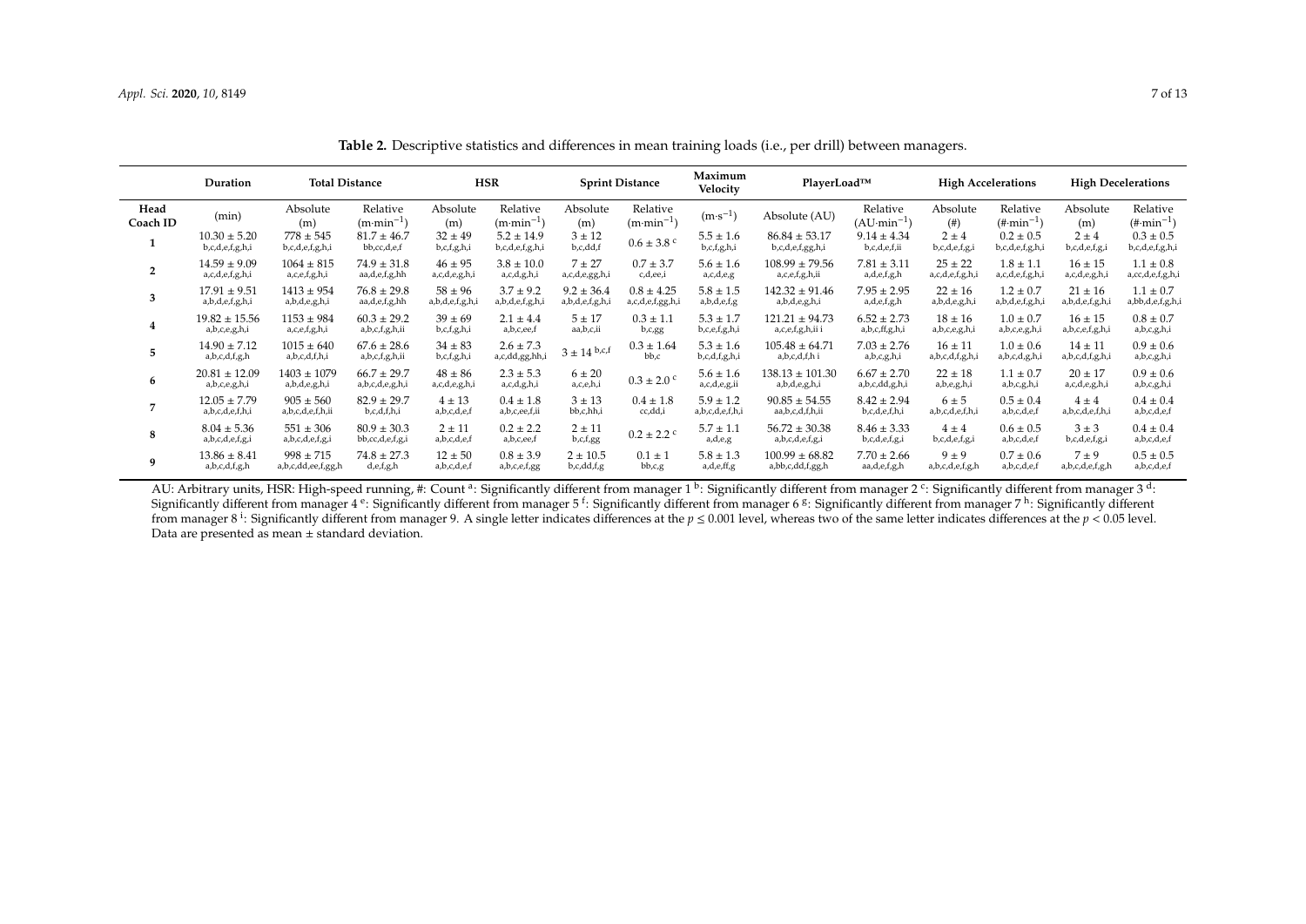**Table 2.** Descriptive statistics and differences in mean training loads (i.e., per drill) between managers.

| | Duration | Total Distance | | HSR | | Sprint Distance | | Maximum Velocity | PlayerLoad™ | | High Accelerations | | High Decelerations | |
|---|---|---|---|---|---|---|---|---|---|---|---|---|---|---|
| Head Coach ID | (min) | Absolute (m) | Relative (m·min$^{-1}$) | Absolute (m) | Relative (m·min$^{-1}$) | Absolute (m) | Relative (m·min$^{-1}$) | (m·s$^{-1}$) | Absolute (AU) | Relative (AU·min$^{-1}$) | Absolute (#) | Relative (#·min$^{-1}$) | Absolute (m) | Relative (#·min$^{-1}$) |
| 1 | 10.30 ± 5.20 $^{b,c,d,e,f,g,h,i}$ | 778 ± 545 $^{b,c,d,e,f,g,h,i}$ | 81.7 ± 46.7 $^{bb,cc,d,e,f}$ | 32 ± 49 $^{b,c,f,g,h,i}$ | 5.2 ± 14.9 $^{b,c,d,e,f,g,h,i}$ | 3 ± 12 $^{b,c,dd,f}$ | 0.6 ± 3.8 $^{c}$ | 5.5 ± 1.6 $^{b,c,f,g,h,i}$ | 86.84 ± 53.17 $^{b,c,d,e,f,gg,h,i}$ | 9.14 ± 4.34 $^{b,c,d,e,f,ii}$ | 2 ± 4 $^{b,c,d,e,f,g,i}$ | 0.2 ± 0.5 $^{b,c,d,e,f,g,h,i}$ | 2 ± 4 $^{b,c,d,e,f,g,i}$ | 0.3 ± 0.5 $^{b,c,d,e,f,g,h,i}$ |
| 2 | 14.59 ± 9.09 $^{a,c,d,e,f,g,h,i}$ | 1064 ± 815 $^{a,c,e,f,g,h,i}$ | 74.9 ± 31.8 $^{aa,d,e,f,g,hh}$ | 46 ± 95 $^{a,c,d,e,g,h,i}$ | 3.8 ± 10.0 $^{a,c,d,g,h,i}$ | 7 ± 27 $^{a,c,d,e,gg,h,i}$ | 0.7 ± 3.7 $^{c,d,ee,i}$ | 5.6 ± 1.6 $^{a,c,d,e,g}$ | 108.99 ± 79.56 $^{a,c,e,f,g,h,ii}$ | 7.81 ± 3.11 $^{a,d,e,f,g,h}$ | 25 ± 22 $^{a,c,d,e,f,g,h,i}$ | 1.8 ± 1.1 $^{a,c,d,e,f,g,h,i}$ | 16 ± 15 $^{a,c,d,e,g,h,i}$ | 1.1 ± 0.8 $^{a,cc,d,e,f,g,h,i}$ |
| 3 | 17.91 ± 9.51 $^{a,b,d,e,f,g,h,i}$ | 1413 ± 954 $^{a,b,d,e,g,h,i}$ | 76.8 ± 29.8 $^{aa,d,e,f,g,hh}$ | 58 ± 96 $^{a,b,d,e,f,g,h,i}$ | 3.7 ± 9.2 $^{a,b,d,e,f,g,h,i}$ | 9.2 ± 36.4 $^{a,b,d,e,f,g,h,i}$ | 0.8 ± 4.25 $^{a,c,d,e,f,gg,h,i}$ | 5.8 ± 1.5 $^{a,b,d,e,f,g}$ | 142.32 ± 91.46 $^{a,b,d,e,g,h,i}$ | 7.95 ± 2.95 $^{a,d,e,f,g,h}$ | 22 ± 16 $^{a,b,d,e,g,h,i}$ | 1.2 ± 0.7 $^{a,b,d,e,f,g,h,i}$ | 21 ± 16 $^{a,b,d,e,f,g,h,i}$ | 1.1 ± 0.7 $^{a,bb,d,e,f,g,h,i}$ |
| 4 | 19.82 ± 15.56 $^{a,b,c,e,g,h,i}$ | 1153 ± 984 $^{a,c,e,f,g,h,i}$ | 60.3 ± 29.2 $^{a,b,c,f,g,h,ii}$ | 39 ± 69 $^{b,c,f,g,h,i}$ | 2.1 ± 4.4 $^{a,b,c,ee,f}$ | 5 ± 17 $^{aa,b,c,ii}$ | 0.3 ± 1.1 $^{b,c,gg}$ | 5.3 ± 1.7 $^{b,c,e,f,g,h,i}$ | 121.21 ± 94.73 $^{a,c,e,f,g,h,ii\ i}$ | 6.52 ± 2.73 $^{a,b,c,ff,g,h,i}$ | 18 ± 16 $^{a,b,c,e,g,h,i}$ | 1.0 ± 0.7 $^{a,b,c,e,g,h,i}$ | 16 ± 15 $^{a,b,c,e,f,g,h,i}$ | 0.8 ± 0.7 $^{a,b,c,g,h,i}$ |
| 5 | 14.90 ± 7.12 $^{a,b,c,d,f,g,h}$ | 1015 ± 640 $^{a,b,c,d,f,h,i}$ | 67.6 ± 28.6 $^{a,b,c,f,g,h,ii}$ | 34 ± 83 $^{b,c,f,g,h,i}$ | 2.6 ± 7.3 $^{a,c,dd,gg,hh,i}$ | 3 ± 14 $^{b,c,f}$ | 0.3 ± 1.64 $^{bb,c}$ | 5.3 ± 1.6 $^{b,c,d,f,g,h,i}$ | 105.48 ± 64.71 $^{a,b,c,d,f,h\ i}$ | 7.03 ± 2.76 $^{a,b,c,g,h,i}$ | 16 ± 11 $^{a,b,c,d,f,g,h,i}$ | 1.0 ± 0.6 $^{a,b,c,d,g,h,i}$ | 14 ± 11 $^{a,b,c,d,f,g,h,i}$ | 0.9 ± 0.6 $^{a,b,c,g,h,i}$ |
| 6 | 20.81 ± 12.09 $^{a,b,c,e,g,h,i}$ | 1403 ± 1079 $^{a,b,d,e,g,h,i}$ | 66.7 ± 29.7 $^{a,b,c,d,e,g,h,i}$ | 48 ± 86 $^{a,c,d,e,g,h,i}$ | 2.3 ± 5.3 $^{a,c,d,g,h,i}$ | 6 ± 20 $^{a,c,e,h,i}$ | 0.3 ± 2.0 $^{c}$ | 5.6 ± 1.6 $^{a,c,d,e,g,ii}$ | 138.13 ± 101.30 $^{a,b,d,e,g,h,i}$ | 6.67 ± 2.70 $^{a,b,c,dd,g,h,i}$ | 22 ± 18 $^{a,b,e,g,h,i}$ | 1.1 ± 0.7 $^{a,b,c,g,h,i}$ | 20 ± 17 $^{a,c,d,e,g,h,i}$ | 0.9 ± 0.6 $^{a,b,c,g,h,i}$ |
| 7 | 12.05 ± 7.79 $^{a,b,c,d,e,f,h,i}$ | 905 ± 560 $^{a,b,c,d,e,f,h,ii}$ | 82.9 ± 29.7 $^{b,c,d,f,h,i}$ | 4 ± 13 $^{a,b,c,d,e,f}$ | 0.4 ± 1.8 $^{a,b,c,ee,f,ii}$ | 3 ± 13 $^{bb,c,hh,i}$ | 0.4 ± 1.8 $^{cc,dd,i}$ | 5.9 ± 1.2 $^{a,b,c,d,e,f,h,i}$ | 90.85 ± 54.55 $^{aa,b,c,d,f,h,ii}$ | 8.42 ± 2.94 $^{b,c,d,e,f,h,i}$ | 6 ± 5 $^{a,b,c,d,e,f,h,i}$ | 0.5 ± 0.4 $^{a,b,c,d,e,f}$ | 4 ± 4 $^{a,b,c,d,e,f,h,i}$ | 0.4 ± 0.4 $^{a,b,c,d,e,f}$ |
| 8 | 8.04 ± 5.36 $^{a,b,c,d,e,f,g,i}$ | 551 ± 306 $^{a,b,c,d,e,f,g,i}$ | 80.9 ± 30.3 $^{bb,cc,d,e,f,g,i}$ | 2 ± 11 $^{a,b,c,d,e,f}$ | 0.2 ± 2.2 $^{a,b,c,ee,f}$ | 2 ± 11 $^{b,c,f,gg}$ | 0.2 ± 2.2 $^{c}$ | 5.7 ± 1.1 $^{a,d,e,g}$ | 56.72 ± 30.38 $^{a,b,c,d,e,f,g,i}$ | 8.46 ± 3.33 $^{b,c,d,e,f,g,i}$ | 4 ± 4 $^{b,c,d,e,f,g,i}$ | 0.6 ± 0.5 $^{a,b,c,d,e,f}$ | 3 ± 3 $^{b,c,d,e,f,g,i}$ | 0.4 ± 0.4 $^{a,b,c,d,e,f}$ |
| 9 | 13.86 ± 8.41 $^{a,b,c,d,f,g,h}$ | 998 ± 715 $^{a,b,c,dd,ee,f,gg,h}$ | 74.8 ± 27.3 $^{d,e,f,g,h}$ | 12 ± 50 $^{a,b,c,d,e,f}$ | 0.8 ± 3.9 $^{a,b,c,e,f,gg}$ | 2 ± 10.5 $^{b,c,dd,f,g}$ | 0.1 ± 1 $^{bb,c,g}$ | 5.8 ± 1.3 $^{a,d,e,ff,g}$ | 100.99 ± 68.82 $^{a,bb,c,dd,f,gg,h}$ | 7.70 ± 2.66 $^{aa,d,e,f,g,h}$ | 9 ± 9 $^{a,b,c,d,e,f,g,h}$ | 0.7 ± 0.6 $^{a,b,c,d,e,f}$ | 7 ± 9 $^{a,b,c,d,e,f,g,h}$ | 0.5 ± 0.5 $^{a,b,c,d,e,f}$ |

AU: Arbitrary units, HSR: High-speed running, #: Count $^{a}$: Significantly different from manager 1 $^{b}$: Significantly different from manager 2 $^{c}$: Significantly different from manager 3 $^{d}$: Significantly different from manager 4 $^{e}$: Significantly different from manager 5 $^{f}$: Significantly different from manager 6 $^{g}$: Significantly different from manager 7 $^{h}$: Significantly different from manager 8 $^{i}$: Significantly different from manager 9. A single letter indicates differences at the $p \leq 0.001$ level, whereas two of the same letter indicates differences at the $p < 0.05$ level. Data are presented as mean ± standard deviation.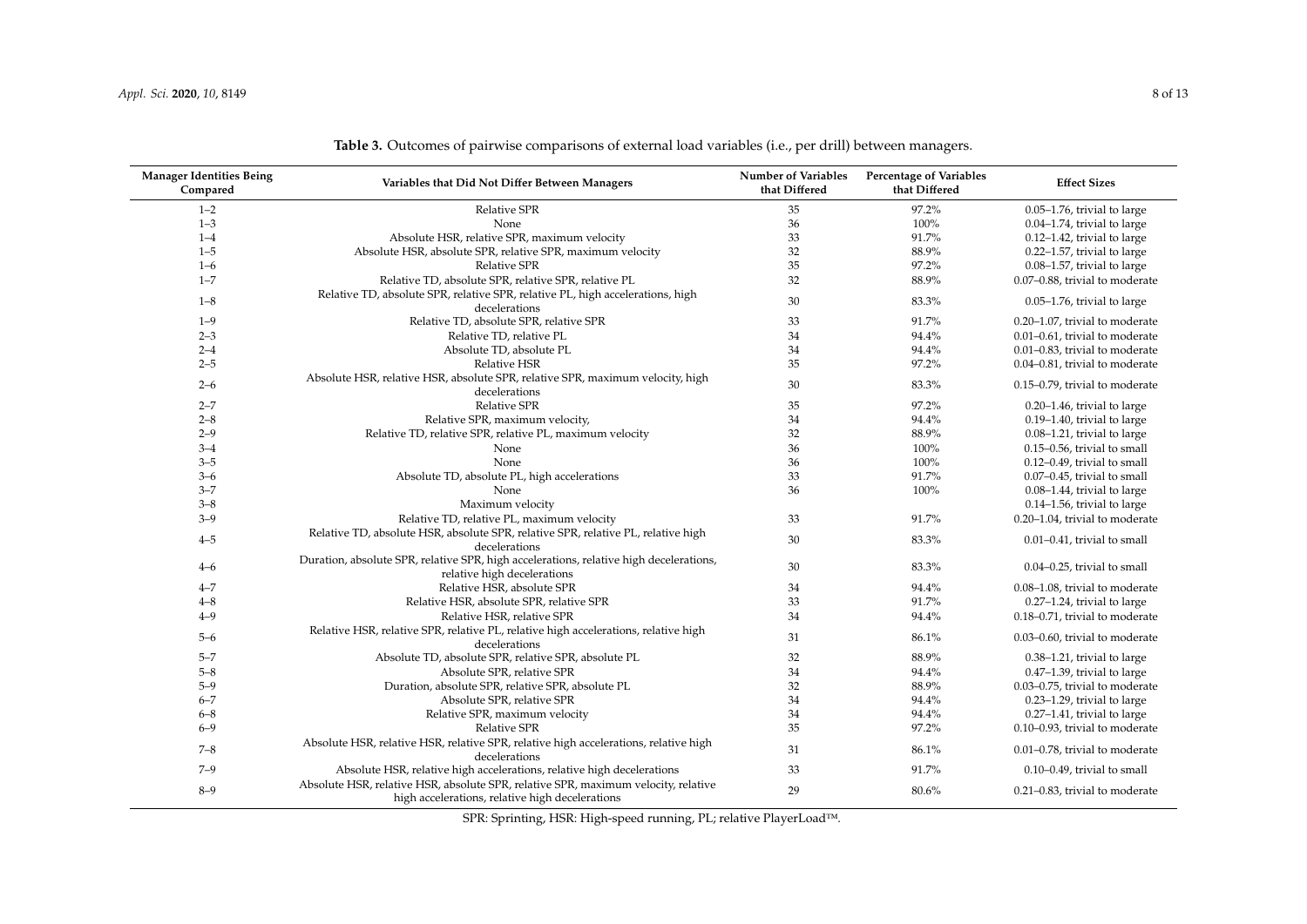**Table 3.** Outcomes of pairwise comparisons of external load variables (i.e., per drill) between managers.

| Manager Identities Being Compared | Variables that Did Not Differ Between Managers | Number of Variables that Differed | Percentage of Variables that Differed | Effect Sizes |
|---|---|---|---|---|
| 1–2 | Relative SPR | 35 | 97.2% | 0.05–1.76, trivial to large |
| 1–3 | None | 36 | 100% | 0.04–1.74, trivial to large |
| 1–4 | Absolute HSR, relative SPR, maximum velocity | 33 | 91.7% | 0.12–1.42, trivial to large |
| 1–5 | Absolute HSR, absolute SPR, relative SPR, maximum velocity | 32 | 88.9% | 0.22–1.57, trivial to large |
| 1–6 | Relative SPR | 35 | 97.2% | 0.08–1.57, trivial to large |
| 1–7 | Relative TD, absolute SPR, relative SPR, relative PL | 32 | 88.9% | 0.07–0.88, trivial to moderate |
| 1–8 | Relative TD, absolute SPR, relative SPR, relative PL, high accelerations, high decelerations | 30 | 83.3% | 0.05–1.76, trivial to large |
| 1–9 | Relative TD, absolute SPR, relative SPR | 33 | 91.7% | 0.20–1.07, trivial to moderate |
| 2–3 | Relative TD, relative PL | 34 | 94.4% | 0.01–0.61, trivial to moderate |
| 2–4 | Absolute TD, absolute PL | 34 | 94.4% | 0.01–0.83, trivial to moderate |
| 2–5 | Relative HSR | 35 | 97.2% | 0.04–0.81, trivial to moderate |
| 2–6 | Absolute HSR, relative HSR, absolute SPR, relative SPR, maximum velocity, high decelerations | 30 | 83.3% | 0.15–0.79, trivial to moderate |
| 2–7 | Relative SPR | 35 | 97.2% | 0.20–1.46, trivial to large |
| 2–8 | Relative SPR, maximum velocity, | 34 | 94.4% | 0.19–1.40, trivial to large |
| 2–9 | Relative TD, relative SPR, relative PL, maximum velocity | 32 | 88.9% | 0.08–1.21, trivial to large |
| 3–4 | None | 36 | 100% | 0.15–0.56, trivial to small |
| 3–5 | None | 36 | 100% | 0.12–0.49, trivial to small |
| 3–6 | Absolute TD, absolute PL, high accelerations | 33 | 91.7% | 0.07–0.45, trivial to small |
| 3–7 | None | 36 | 100% | 0.08–1.44, trivial to large |
| 3–8 | Maximum velocity | | | 0.14–1.56, trivial to large |
| 3–9 | Relative TD, relative PL, maximum velocity | 33 | 91.7% | 0.20–1.04, trivial to moderate |
| 4–5 | Relative TD, absolute HSR, absolute SPR, relative SPR, relative PL, relative high decelerations | 30 | 83.3% | 0.01–0.41, trivial to small |
| 4–6 | Duration, absolute SPR, relative SPR, high accelerations, relative high decelerations, relative high decelerations | 30 | 83.3% | 0.04–0.25, trivial to small |
| 4–7 | Relative HSR, absolute SPR | 34 | 94.4% | 0.08–1.08, trivial to moderate |
| 4–8 | Relative HSR, absolute SPR, relative SPR | 33 | 91.7% | 0.27–1.24, trivial to large |
| 4–9 | Relative HSR, relative SPR | 34 | 94.4% | 0.18–0.71, trivial to moderate |
| 5–6 | Relative HSR, relative SPR, relative PL, relative high accelerations, relative high decelerations | 31 | 86.1% | 0.03–0.60, trivial to moderate |
| 5–7 | Absolute TD, absolute SPR, relative SPR, absolute PL | 32 | 88.9% | 0.38–1.21, trivial to large |
| 5–8 | Absolute SPR, relative SPR | 34 | 94.4% | 0.47–1.39, trivial to large |
| 5–9 | Duration, absolute SPR, relative SPR, absolute PL | 32 | 88.9% | 0.03–0.75, trivial to moderate |
| 6–7 | Absolute SPR, relative SPR | 34 | 94.4% | 0.23–1.29, trivial to large |
| 6–8 | Relative SPR, maximum velocity | 34 | 94.4% | 0.27–1.41, trivial to large |
| 6–9 | Relative SPR | 35 | 97.2% | 0.10–0.93, trivial to moderate |
| 7–8 | Absolute HSR, relative HSR, relative SPR, relative high accelerations, relative high decelerations | 31 | 86.1% | 0.01–0.78, trivial to moderate |
| 7–9 | Absolute HSR, relative high accelerations, relative high decelerations | 33 | 91.7% | 0.10–0.49, trivial to small |
| 8–9 | Absolute HSR, relative HSR, absolute SPR, relative SPR, maximum velocity, relative high accelerations, relative high decelerations | 29 | 80.6% | 0.21–0.83, trivial to moderate |

SPR: Sprinting, HSR: High-speed running, PL; relative PlayerLoad™.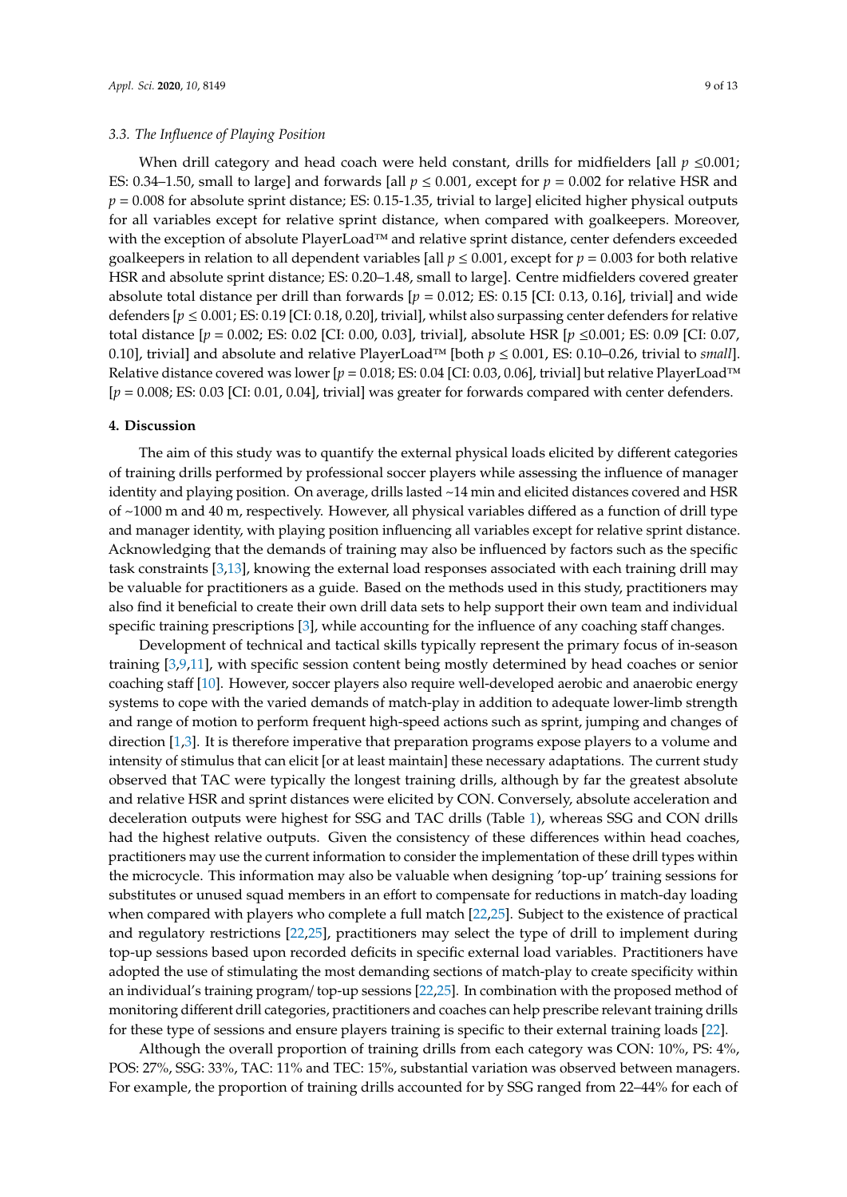### 3.3. The Influence of Playing Position

When drill category and head coach were held constant, drills for midfielders [all $p \leq 0.001$; ES: 0.34–1.50, small to large] and forwards [all $p \leq 0.001$, except for $p = 0.002$ for relative HSR and $p = 0.008$ for absolute sprint distance; ES: 0.15-1.35, trivial to large] elicited higher physical outputs for all variables except for relative sprint distance, when compared with goalkeepers. Moreover, with the exception of absolute PlayerLoad™ and relative sprint distance, center defenders exceeded goalkeepers in relation to all dependent variables [all $p \leq 0.001$, except for $p = 0.003$ for both relative HSR and absolute sprint distance; ES: 0.20–1.48, small to large]. Centre midfielders covered greater absolute total distance per drill than forwards [$p = 0.012$; ES: 0.15 [CI: 0.13, 0.16], trivial] and wide defenders [$p \leq 0.001$; ES: 0.19 [CI: 0.18, 0.20], trivial], whilst also surpassing center defenders for relative total distance [$p = 0.002$; ES: 0.02 [CI: 0.00, 0.03], trivial], absolute HSR [$p \leq 0.001$; ES: 0.09 [CI: 0.07, 0.10], trivial] and absolute and relative PlayerLoad™ [both $p \leq 0.001$, ES: 0.10–0.26, trivial to *small*]. Relative distance covered was lower [$p = 0.018$; ES: 0.04 [CI: 0.03, 0.06], trivial] but relative PlayerLoad™ [$p = 0.008$; ES: 0.03 [CI: 0.01, 0.04], trivial] was greater for forwards compared with center defenders.

## 4. Discussion

The aim of this study was to quantify the external physical loads elicited by different categories of training drills performed by professional soccer players while assessing the influence of manager identity and playing position. On average, drills lasted ~14 min and elicited distances covered and HSR of ~1000 m and 40 m, respectively. However, all physical variables differed as a function of drill type and manager identity, with playing position influencing all variables except for relative sprint distance. Acknowledging that the demands of training may also be influenced by factors such as the specific task constraints [3,13], knowing the external load responses associated with each training drill may be valuable for practitioners as a guide. Based on the methods used in this study, practitioners may also find it beneficial to create their own drill data sets to help support their own team and individual specific training prescriptions [3], while accounting for the influence of any coaching staff changes.

Development of technical and tactical skills typically represent the primary focus of in-season training [3,9,11], with specific session content being mostly determined by head coaches or senior coaching staff [10]. However, soccer players also require well-developed aerobic and anaerobic energy systems to cope with the varied demands of match-play in addition to adequate lower-limb strength and range of motion to perform frequent high-speed actions such as sprint, jumping and changes of direction [1,3]. It is therefore imperative that preparation programs expose players to a volume and intensity of stimulus that can elicit [or at least maintain] these necessary adaptations. The current study observed that TAC were typically the longest training drills, although by far the greatest absolute and relative HSR and sprint distances were elicited by CON. Conversely, absolute acceleration and deceleration outputs were highest for SSG and TAC drills (Table 1), whereas SSG and CON drills had the highest relative outputs. Given the consistency of these differences within head coaches, practitioners may use the current information to consider the implementation of these drill types within the microcycle. This information may also be valuable when designing 'top-up' training sessions for substitutes or unused squad members in an effort to compensate for reductions in match-day loading when compared with players who complete a full match [22,25]. Subject to the existence of practical and regulatory restrictions [22,25], practitioners may select the type of drill to implement during top-up sessions based upon recorded deficits in specific external load variables. Practitioners have adopted the use of stimulating the most demanding sections of match-play to create specificity within an individual's training program/ top-up sessions [22,25]. In combination with the proposed method of monitoring different drill categories, practitioners and coaches can help prescribe relevant training drills for these type of sessions and ensure players training is specific to their external training loads [22].

Although the overall proportion of training drills from each category was CON: 10%, PS: 4%, POS: 27%, SSG: 33%, TAC: 11% and TEC: 15%, substantial variation was observed between managers. For example, the proportion of training drills accounted for by SSG ranged from 22–44% for each of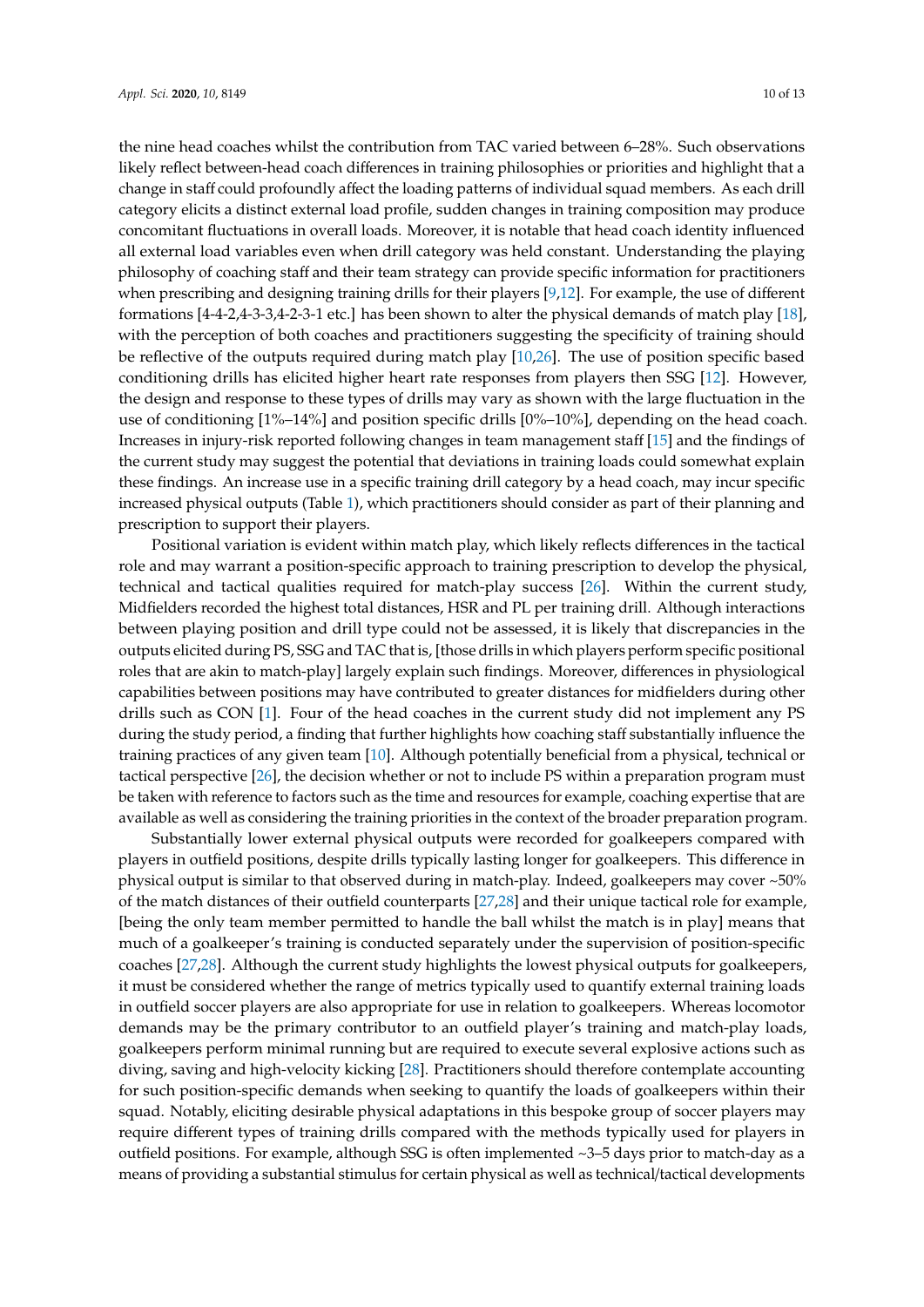the nine head coaches whilst the contribution from TAC varied between 6–28%. Such observations likely reflect between-head coach differences in training philosophies or priorities and highlight that a change in staff could profoundly affect the loading patterns of individual squad members. As each drill category elicits a distinct external load profile, sudden changes in training composition may produce concomitant fluctuations in overall loads. Moreover, it is notable that head coach identity influenced all external load variables even when drill category was held constant. Understanding the playing philosophy of coaching staff and their team strategy can provide specific information for practitioners when prescribing and designing training drills for their players [9,12]. For example, the use of different formations [4-4-2,4-3-3,4-2-3-1 etc.] has been shown to alter the physical demands of match play [18], with the perception of both coaches and practitioners suggesting the specificity of training should be reflective of the outputs required during match play [10,26]. The use of position specific based conditioning drills has elicited higher heart rate responses from players then SSG [12]. However, the design and response to these types of drills may vary as shown with the large fluctuation in the use of conditioning [1%–14%] and position specific drills [0%–10%], depending on the head coach. Increases in injury-risk reported following changes in team management staff [15] and the findings of the current study may suggest the potential that deviations in training loads could somewhat explain these findings. An increase use in a specific training drill category by a head coach, may incur specific increased physical outputs (Table 1), which practitioners should consider as part of their planning and prescription to support their players.

Positional variation is evident within match play, which likely reflects differences in the tactical role and may warrant a position-specific approach to training prescription to develop the physical, technical and tactical qualities required for match-play success [26]. Within the current study, Midfielders recorded the highest total distances, HSR and PL per training drill. Although interactions between playing position and drill type could not be assessed, it is likely that discrepancies in the outputs elicited during PS, SSG and TAC that is, [those drills in which players perform specific positional roles that are akin to match-play] largely explain such findings. Moreover, differences in physiological capabilities between positions may have contributed to greater distances for midfielders during other drills such as CON [1]. Four of the head coaches in the current study did not implement any PS during the study period, a finding that further highlights how coaching staff substantially influence the training practices of any given team [10]. Although potentially beneficial from a physical, technical or tactical perspective [26], the decision whether or not to include PS within a preparation program must be taken with reference to factors such as the time and resources for example, coaching expertise that are available as well as considering the training priorities in the context of the broader preparation program.

Substantially lower external physical outputs were recorded for goalkeepers compared with players in outfield positions, despite drills typically lasting longer for goalkeepers. This difference in physical output is similar to that observed during in match-play. Indeed, goalkeepers may cover ~50% of the match distances of their outfield counterparts [27,28] and their unique tactical role for example, [being the only team member permitted to handle the ball whilst the match is in play] means that much of a goalkeeper's training is conducted separately under the supervision of position-specific coaches [27,28]. Although the current study highlights the lowest physical outputs for goalkeepers, it must be considered whether the range of metrics typically used to quantify external training loads in outfield soccer players are also appropriate for use in relation to goalkeepers. Whereas locomotor demands may be the primary contributor to an outfield player's training and match-play loads, goalkeepers perform minimal running but are required to execute several explosive actions such as diving, saving and high-velocity kicking [28]. Practitioners should therefore contemplate accounting for such position-specific demands when seeking to quantify the loads of goalkeepers within their squad. Notably, eliciting desirable physical adaptations in this bespoke group of soccer players may require different types of training drills compared with the methods typically used for players in outfield positions. For example, although SSG is often implemented ~3–5 days prior to match-day as a means of providing a substantial stimulus for certain physical as well as technical/tactical developments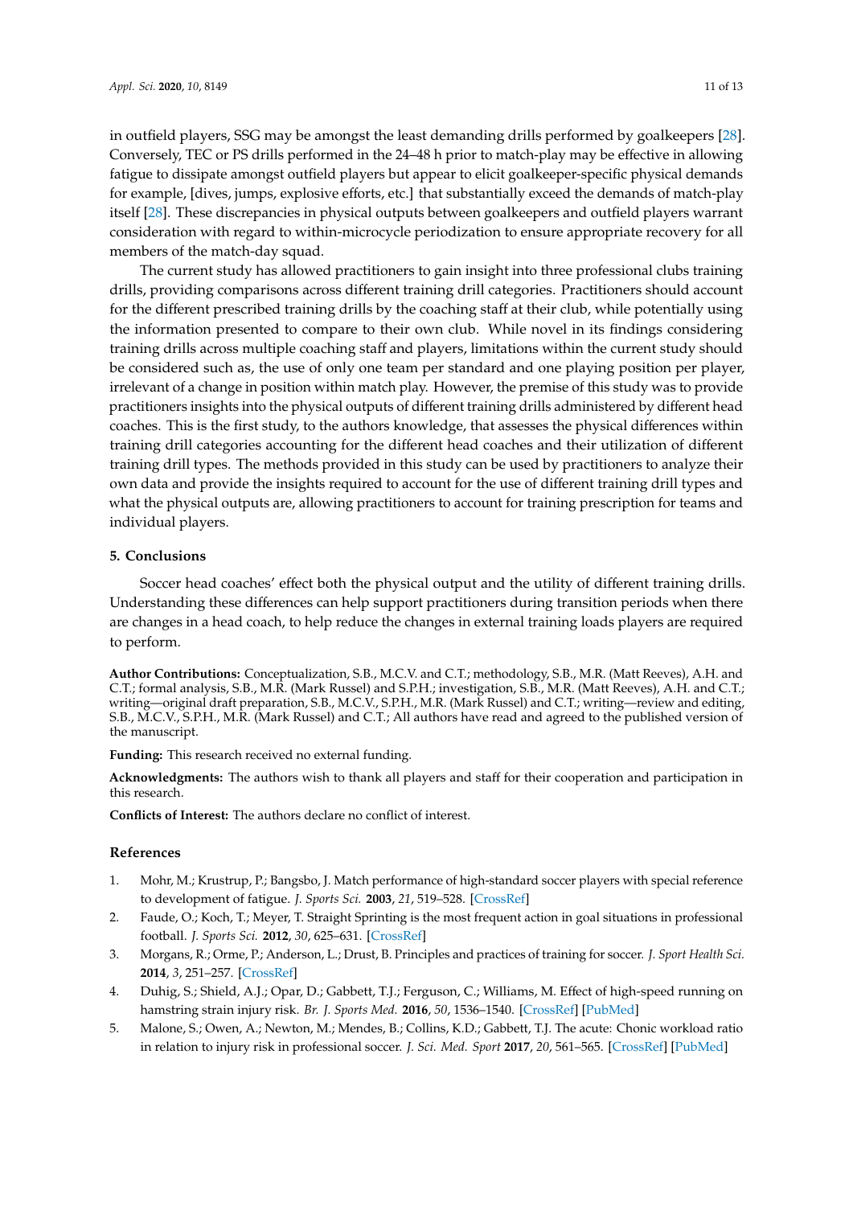in outfield players, SSG may be amongst the least demanding drills performed by goalkeepers [28]. Conversely, TEC or PS drills performed in the 24–48 h prior to match-play may be effective in allowing fatigue to dissipate amongst outfield players but appear to elicit goalkeeper-specific physical demands for example, [dives, jumps, explosive efforts, etc.] that substantially exceed the demands of match-play itself [28]. These discrepancies in physical outputs between goalkeepers and outfield players warrant consideration with regard to within-microcycle periodization to ensure appropriate recovery for all members of the match-day squad.

The current study has allowed practitioners to gain insight into three professional clubs training drills, providing comparisons across different training drill categories. Practitioners should account for the different prescribed training drills by the coaching staff at their club, while potentially using the information presented to compare to their own club. While novel in its findings considering training drills across multiple coaching staff and players, limitations within the current study should be considered such as, the use of only one team per standard and one playing position per player, irrelevant of a change in position within match play. However, the premise of this study was to provide practitioners insights into the physical outputs of different training drills administered by different head coaches. This is the first study, to the authors knowledge, that assesses the physical differences within training drill categories accounting for the different head coaches and their utilization of different training drill types. The methods provided in this study can be used by practitioners to analyze their own data and provide the insights required to account for the use of different training drill types and what the physical outputs are, allowing practitioners to account for training prescription for teams and individual players.

## 5. Conclusions

Soccer head coaches' effect both the physical output and the utility of different training drills. Understanding these differences can help support practitioners during transition periods when there are changes in a head coach, to help reduce the changes in external training loads players are required to perform.

**Author Contributions:** Conceptualization, S.B., M.C.V. and C.T.; methodology, S.B., M.R. (Matt Reeves), A.H. and C.T.; formal analysis, S.B., M.R. (Mark Russel) and S.P.H.; investigation, S.B., M.R. (Matt Reeves), A.H. and C.T.; writing—original draft preparation, S.B., M.C.V., S.P.H., M.R. (Mark Russel) and C.T.; writing—review and editing, S.B., M.C.V., S.P.H., M.R. (Mark Russel) and C.T.; All authors have read and agreed to the published version of the manuscript.

**Funding:** This research received no external funding.

**Acknowledgments:** The authors wish to thank all players and staff for their cooperation and participation in this research.

**Conflicts of Interest:** The authors declare no conflict of interest.

## References

1. Mohr, M.; Krustrup, P.; Bangsbo, J. Match performance of high-standard soccer players with special reference to development of fatigue. *J. Sports Sci.* **2003**, *21*, 519–528. [CrossRef]
2. Faude, O.; Koch, T.; Meyer, T. Straight Sprinting is the most frequent action in goal situations in professional football. *J. Sports Sci.* **2012**, *30*, 625–631. [CrossRef]
3. Morgans, R.; Orme, P.; Anderson, L.; Drust, B. Principles and practices of training for soccer. *J. Sport Health Sci.* **2014**, *3*, 251–257. [CrossRef]
4. Duhig, S.; Shield, A.J.; Opar, D.; Gabbett, T.J.; Ferguson, C.; Williams, M. Effect of high-speed running on hamstring strain injury risk. *Br. J. Sports Med.* **2016**, *50*, 1536–1540. [CrossRef] [PubMed]
5. Malone, S.; Owen, A.; Newton, M.; Mendes, B.; Collins, K.D.; Gabbett, T.J. The acute: Chonic workload ratio in relation to injury risk in professional soccer. *J. Sci. Med. Sport* **2017**, *20*, 561–565. [CrossRef] [PubMed]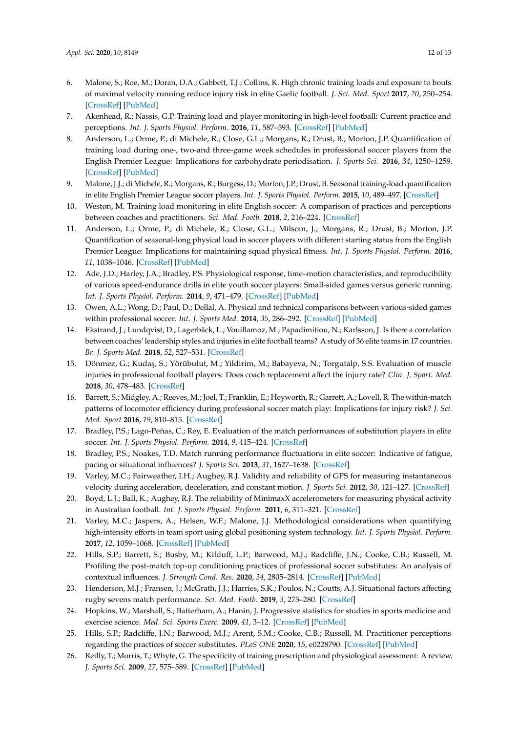6. Malone, S.; Roe, M.; Doran, D.A.; Gabbett, T.J.; Collins, K. High chronic training loads and exposure to bouts of maximal velocity running reduce injury risk in elite Gaelic football. *J. Sci. Med. Sport* **2017**, *20*, 250–254. [CrossRef] [PubMed]
7. Akenhead, R.; Nassis, G.P. Training load and player monitoring in high-level football: Current practice and perceptions. *Int. J. Sports Physiol. Perform.* **2016**, *11*, 587–593. [CrossRef] [PubMed]
8. Anderson, L.; Orme, P.; di Michele, R.; Close, G.L.; Morgans, R.; Drust, B.; Morton, J.P. Quantification of training load during one-, two-and three-game week schedules in professional soccer players from the English Premier League: Implications for carbohydrate periodisation. *J. Sports Sci.* **2016**, *34*, 1250–1259. [CrossRef] [PubMed]
9. Malone, J.J.; di Michele, R.; Morgans, R.; Burgess, D.; Morton, J.P.; Drust, B. Seasonal training-load quantification in elite English Premier League soccer players. *Int. J. Sports Physiol. Perform.* **2015**, *10*, 489–497. [CrossRef]
10. Weston, M. Training load monitoring in elite English soccer: A comparison of practices and perceptions between coaches and practitioners. *Sci. Med. Footb.* **2018**, *2*, 216–224. [CrossRef]
11. Anderson, L.; Orme, P.; di Michele, R.; Close, G.L.; Milsom, J.; Morgans, R.; Drust, B.; Morton, J.P. Quantification of seasonal-long physical load in soccer players with different starting status from the English Premier League: Implications for maintaining squad physical fitness. *Int. J. Sports Physiol. Perform.* **2016**, *11*, 1038–1046. [CrossRef] [PubMed]
12. Ade, J.D.; Harley, J.A.; Bradley, P.S. Physiological response, time–motion characteristics, and reproducibility of various speed-endurance drills in elite youth soccer players: Small-sided games versus generic running. *Int. J. Sports Physiol. Perform.* **2014**, *9*, 471–479. [CrossRef] [PubMed]
13. Owen, A.L.; Wong, D.; Paul, D.; Dellal, A. Physical and technical comparisons between various-sided games within professional soccer. *Int. J. Sports Med.* **2014**, *35*, 286–292. [CrossRef] [PubMed]
14. Ekstrand, J.; Lundqvist, D.; Lagerbäck, L.; Vouillamoz, M.; Papadimitiou, N.; Karlsson, J. Is there a correlation between coaches' leadership styles and injuries in elite football teams? A study of 36 elite teams in 17 countries. *Br. J. Sports Med.* **2018**, *52*, 527–531. [CrossRef]
15. Dönmez, G.; Kudaş, S.; Yörübulut, M.; Yildirim, M.; Babayeva, N.; Torgutalp, S.S. Evaluation of muscle injuries in professional football players: Does coach replacement affect the injury rate? *Clin. J. Sport. Med.* **2018**, *30*, 478–483. [CrossRef]
16. Barrett, S.; Midgley, A.; Reeves, M.; Joel, T.; Franklin, E.; Heyworth, R.; Garrett, A.; Lovell, R. The within-match patterns of locomotor efficiency during professional soccer match play: Implications for injury risk? *J. Sci. Med. Sport* **2016**, *19*, 810–815. [CrossRef]
17. Bradley, P.S.; Lago-Peñas, C.; Rey, E. Evaluation of the match performances of substitution players in elite soccer. *Int. J. Sports Physiol. Perform.* **2014**, *9*, 415–424. [CrossRef]
18. Bradley, P.S.; Noakes, T.D. Match running performance fluctuations in elite soccer: Indicative of fatigue, pacing or situational influences? *J. Sports Sci.* **2013**, *31*, 1627–1638. [CrossRef]
19. Varley, M.C.; Fairweather, I.H.; Aughey, R.J. Validity and reliability of GPS for measuring instantaneous velocity during acceleration, deceleration, and constant motion. *J. Sports Sci.* **2012**, *30*, 121–127. [CrossRef]
20. Boyd, L.J.; Ball, K.; Aughey, R.J. The reliability of MinimaxX accelerometers for measuring physical activity in Australian football. *Int. J. Sports Physiol. Perform.* **2011**, *6*, 311–321. [CrossRef]
21. Varley, M.C.; Jaspers, A.; Helsen, W.F.; Malone, J.J. Methodological considerations when quantifying high-intensity efforts in team sport using global positioning system technology. *Int. J. Sports Physiol. Perform.* **2017**, *12*, 1059–1068. [CrossRef] [PubMed]
22. Hills, S.P.; Barrett, S.; Busby, M.; Kilduff, L.P.; Barwood, M.J.; Radcliffe, J.N.; Cooke, C.B.; Russell, M. Profiling the post-match top-up conditioning practices of professional soccer substitutes: An analysis of contextual influences. *J. Strength Cond. Res.* **2020**, *34*, 2805–2814. [CrossRef] [PubMed]
23. Henderson, M.J.; Fransen, J.; McGrath, J.J.; Harries, S.K.; Poulos, N.; Coutts, A.J. Situational factors affecting rugby sevens match performance. *Sci. Med. Footb.* **2019**, *3*, 275–280. [CrossRef]
24. Hopkins, W.; Marshall, S.; Batterham, A.; Hanin, J. Progressive statistics for studies in sports medicine and exercise science. *Med. Sci. Sports Exerc.* **2009**, *41*, 3–12. [CrossRef] [PubMed]
25. Hills, S.P.; Radcliffe, J.N.; Barwood, M.J.; Arent, S.M.; Cooke, C.B.; Russell, M. Practitioner perceptions regarding the practices of soccer substitutes. *PLoS ONE* **2020**, *15*, e0228790. [CrossRef] [PubMed]
26. Reilly, T.; Morris, T.; Whyte, G. The specificity of training prescription and physiological assessment: A review. *J. Sports Sci.* **2009**, *27*, 575–589. [CrossRef] [PubMed]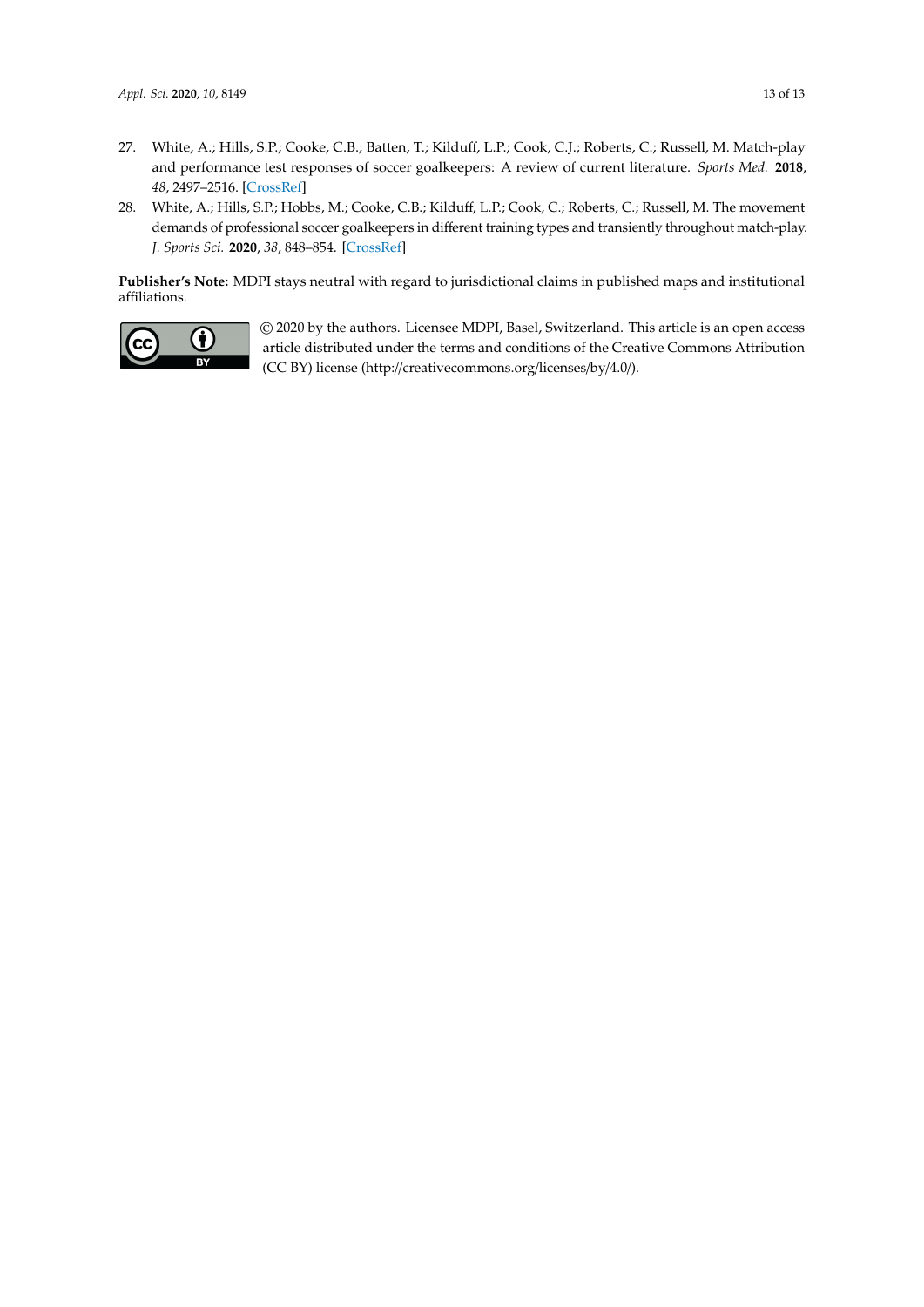27. White, A.; Hills, S.P.; Cooke, C.B.; Batten, T.; Kilduff, L.P.; Cook, C.J.; Roberts, C.; Russell, M. Match-play and performance test responses of soccer goalkeepers: A review of current literature. *Sports Med.* **2018**, *48*, 2497–2516. [CrossRef]
28. White, A.; Hills, S.P.; Hobbs, M.; Cooke, C.B.; Kilduff, L.P.; Cook, C.; Roberts, C.; Russell, M. The movement demands of professional soccer goalkeepers in different training types and transiently throughout match-play. *J. Sports Sci.* **2020**, *38*, 848–854. [CrossRef]

**Publisher's Note:** MDPI stays neutral with regard to jurisdictional claims in published maps and institutional affiliations.

© 2020 by the authors. Licensee MDPI, Basel, Switzerland. This article is an open access article distributed under the terms and conditions of the Creative Commons Attribution (CC BY) license (http://creativecommons.org/licenses/by/4.0/).